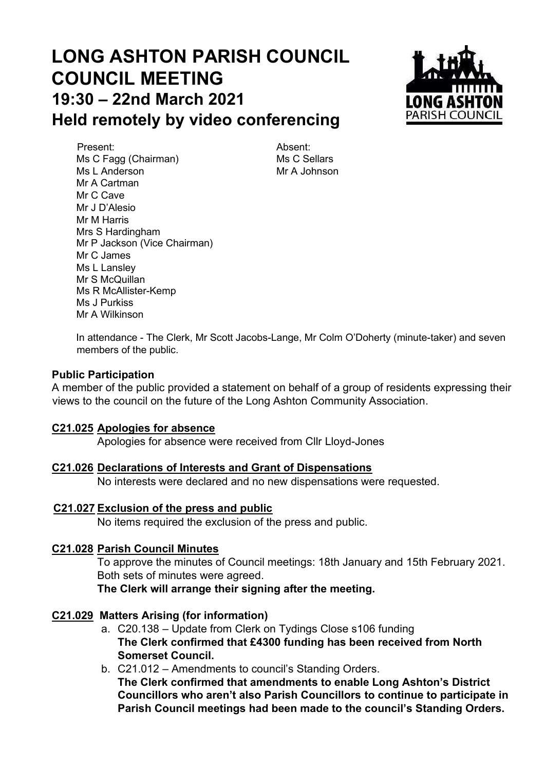# LONG ASHTON PARISH COUNCIL
# COUNCIL MEETING
## 19:30 – 22nd March 2021
## Held remotely by video conferencing

Present:
Ms C Fagg (Chairman)
Ms L Anderson
Mr A Cartman
Mr C Cave
Mr J D'Alesio
Mr M Harris
Mrs S Hardingham
Mr P Jackson (Vice Chairman)
Mr C James
Ms L Lansley
Mr S McQuillan
Ms R McAllister-Kemp
Ms J Purkiss
Mr A Wilkinson

Absent:
Ms C Sellars
Mr A Johnson

In attendance - The Clerk, Mr Scott Jacobs-Lange, Mr Colm O'Doherty (minute-taker) and seven members of the public.

**Public Participation**

A member of the public provided a statement on behalf of a group of residents expressing their views to the council on the future of the Long Ashton Community Association.

**C21.025 Apologies for absence**

Apologies for absence were received from Cllr Lloyd-Jones

**C21.026 Declarations of Interests and Grant of Dispensations**

No interests were declared and no new dispensations were requested.

**C21.027 Exclusion of the press and public**

No items required the exclusion of the press and public.

**C21.028 Parish Council Minutes**

To approve the minutes of Council meetings: 18th January and 15th February 2021.
Both sets of minutes were agreed.
**The Clerk will arrange their signing after the meeting.**

**C21.029 Matters Arising (for information)**

a. C20.138 – Update from Clerk on Tydings Close s106 funding
**The Clerk confirmed that £4300 funding has been received from North Somerset Council.**

b. C21.012 – Amendments to council's Standing Orders.
**The Clerk confirmed that amendments to enable Long Ashton's District Councillors who aren't also Parish Councillors to continue to participate in Parish Council meetings had been made to the council's Standing Orders.**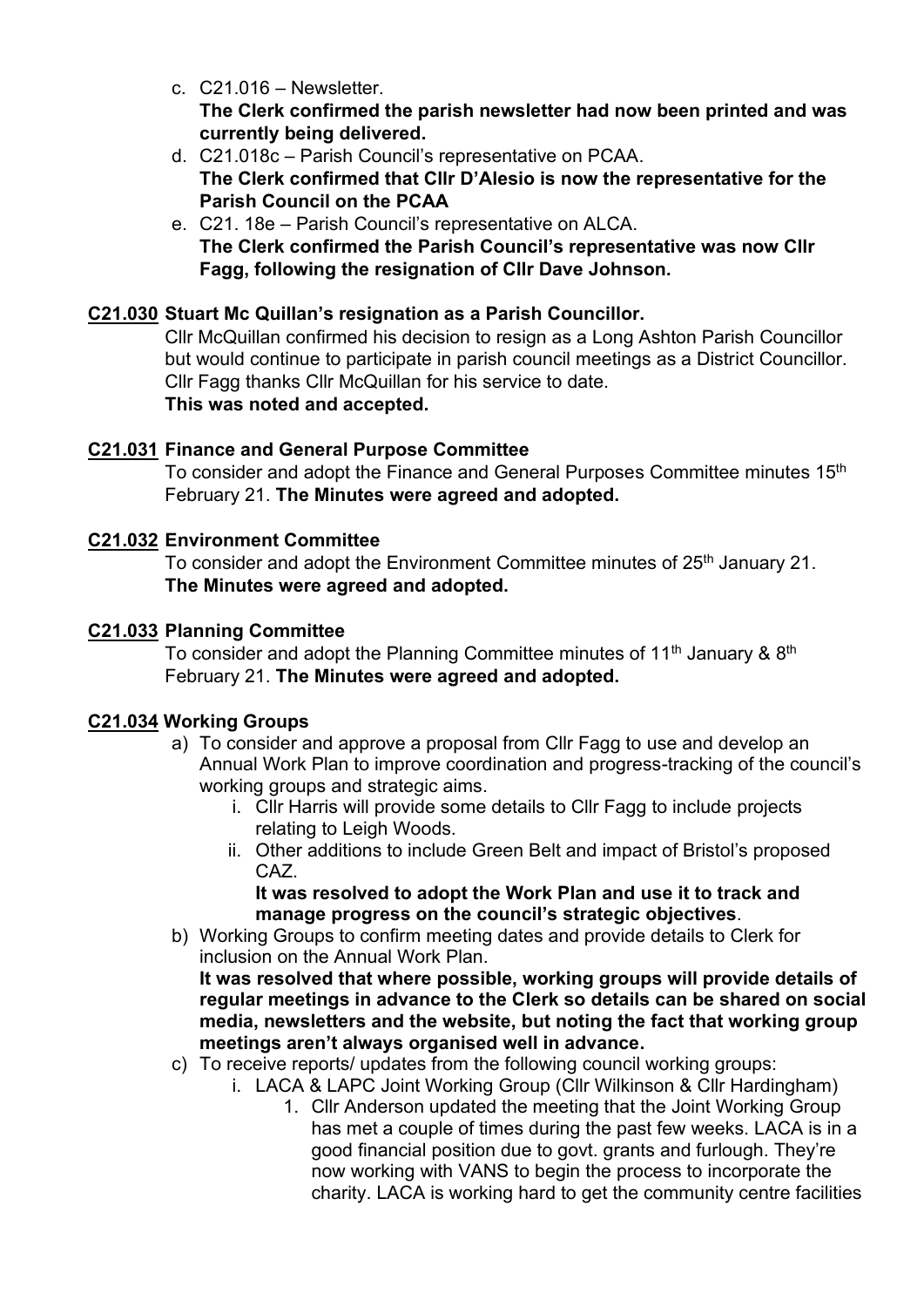c. C21.016 – Newsletter.
   **The Clerk confirmed the parish newsletter had now been printed and was currently being delivered.**
d. C21.018c – Parish Council's representative on PCAA.
   **The Clerk confirmed that Cllr D'Alesio is now the representative for the Parish Council on the PCAA**
e. C21. 18e – Parish Council's representative on ALCA.
   **The Clerk confirmed the Parish Council's representative was now Cllr Fagg, following the resignation of Cllr Dave Johnson.**

**<u>C21.030</u> Stuart Mc Quillan's resignation as a Parish Councillor.**

Cllr McQuillan confirmed his decision to resign as a Long Ashton Parish Councillor but would continue to participate in parish council meetings as a District Councillor. Cllr Fagg thanks Cllr McQuillan for his service to date.
**This was noted and accepted.**

**<u>C21.031</u> Finance and General Purpose Committee**

To consider and adopt the Finance and General Purposes Committee minutes 15th February 21. **The Minutes were agreed and adopted.**

**<u>C21.032</u> Environment Committee**

To consider and adopt the Environment Committee minutes of 25th January 21.
**The Minutes were agreed and adopted.**

**<u>C21.033</u> Planning Committee**

To consider and adopt the Planning Committee minutes of 11th January & 8th February 21. **The Minutes were agreed and adopted.**

**<u>C21.034</u> Working Groups**

a) To consider and approve a proposal from Cllr Fagg to use and develop an Annual Work Plan to improve coordination and progress-tracking of the council's working groups and strategic aims.
   i. Cllr Harris will provide some details to Cllr Fagg to include projects relating to Leigh Woods.
   ii. Other additions to include Green Belt and impact of Bristol's proposed CAZ.
   **It was resolved to adopt the Work Plan and use it to track and manage progress on the council's strategic objectives**.
b) Working Groups to confirm meeting dates and provide details to Clerk for inclusion on the Annual Work Plan.
   **It was resolved that where possible, working groups will provide details of regular meetings in advance to the Clerk so details can be shared on social media, newsletters and the website, but noting the fact that working group meetings aren't always organised well in advance.**
c) To receive reports/ updates from the following council working groups:
   i. LACA & LAPC Joint Working Group (Cllr Wilkinson & Cllr Hardingham)
      1. Cllr Anderson updated the meeting that the Joint Working Group has met a couple of times during the past few weeks. LACA is in a good financial position due to govt. grants and furlough. They're now working with VANS to begin the process to incorporate the charity. LACA is working hard to get the community centre facilities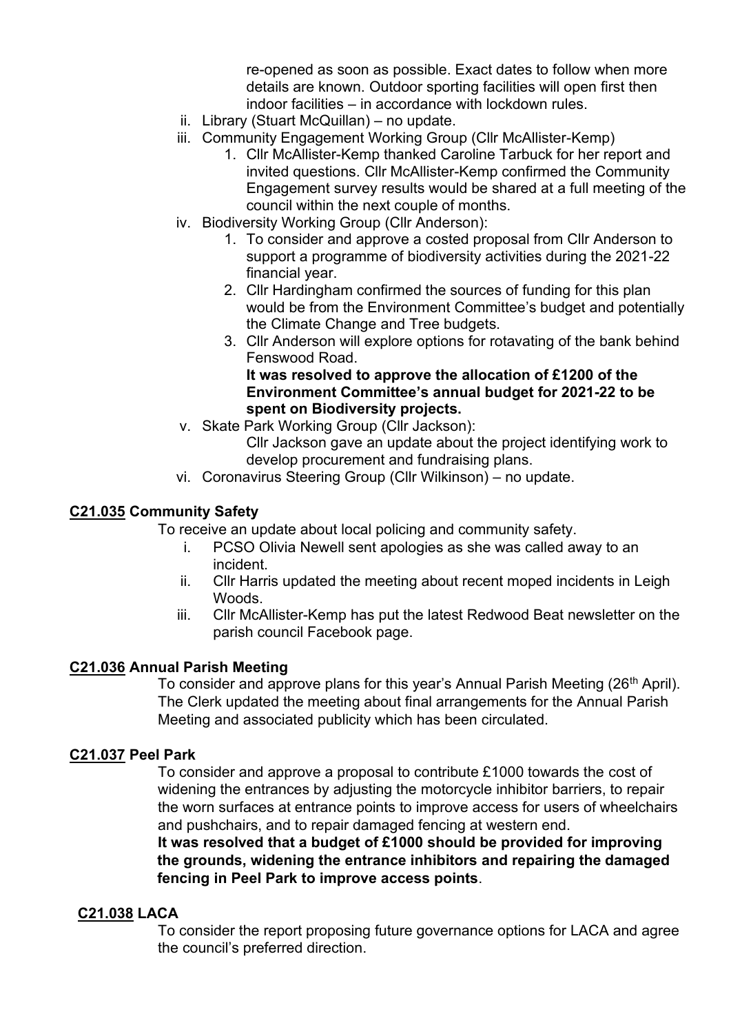re-opened as soon as possible. Exact dates to follow when more details are known. Outdoor sporting facilities will open first then indoor facilities – in accordance with lockdown rules.

ii. Library (Stuart McQuillan) – no update.

iii. Community Engagement Working Group (Cllr McAllister-Kemp)

   1. Cllr McAllister-Kemp thanked Caroline Tarbuck for her report and invited questions. Cllr McAllister-Kemp confirmed the Community Engagement survey results would be shared at a full meeting of the council within the next couple of months.

iv. Biodiversity Working Group (Cllr Anderson):

   1. To consider and approve a costed proposal from Cllr Anderson to support a programme of biodiversity activities during the 2021-22 financial year.
   2. Cllr Hardingham confirmed the sources of funding for this plan would be from the Environment Committee's budget and potentially the Climate Change and Tree budgets.
   3. Cllr Anderson will explore options for rotavating of the bank behind Fenswood Road.

   **It was resolved to approve the allocation of £1200 of the Environment Committee's annual budget for 2021-22 to be spent on Biodiversity projects.**

v. Skate Park Working Group (Cllr Jackson):

   Cllr Jackson gave an update about the project identifying work to develop procurement and fundraising plans.

vi. Coronavirus Steering Group (Cllr Wilkinson) – no update.

**C21.035 Community Safety**

To receive an update about local policing and community safety.

i. PCSO Olivia Newell sent apologies as she was called away to an incident.
ii. Cllr Harris updated the meeting about recent moped incidents in Leigh Woods.
iii. Cllr McAllister-Kemp has put the latest Redwood Beat newsletter on the parish council Facebook page.

**C21.036 Annual Parish Meeting**

To consider and approve plans for this year's Annual Parish Meeting (26th April). The Clerk updated the meeting about final arrangements for the Annual Parish Meeting and associated publicity which has been circulated.

**C21.037 Peel Park**

To consider and approve a proposal to contribute £1000 towards the cost of widening the entrances by adjusting the motorcycle inhibitor barriers, to repair the worn surfaces at entrance points to improve access for users of wheelchairs and pushchairs, and to repair damaged fencing at western end.

**It was resolved that a budget of £1000 should be provided for improving the grounds, widening the entrance inhibitors and repairing the damaged fencing in Peel Park to improve access points**.

**C21.038 LACA**

To consider the report proposing future governance options for LACA and agree the council's preferred direction.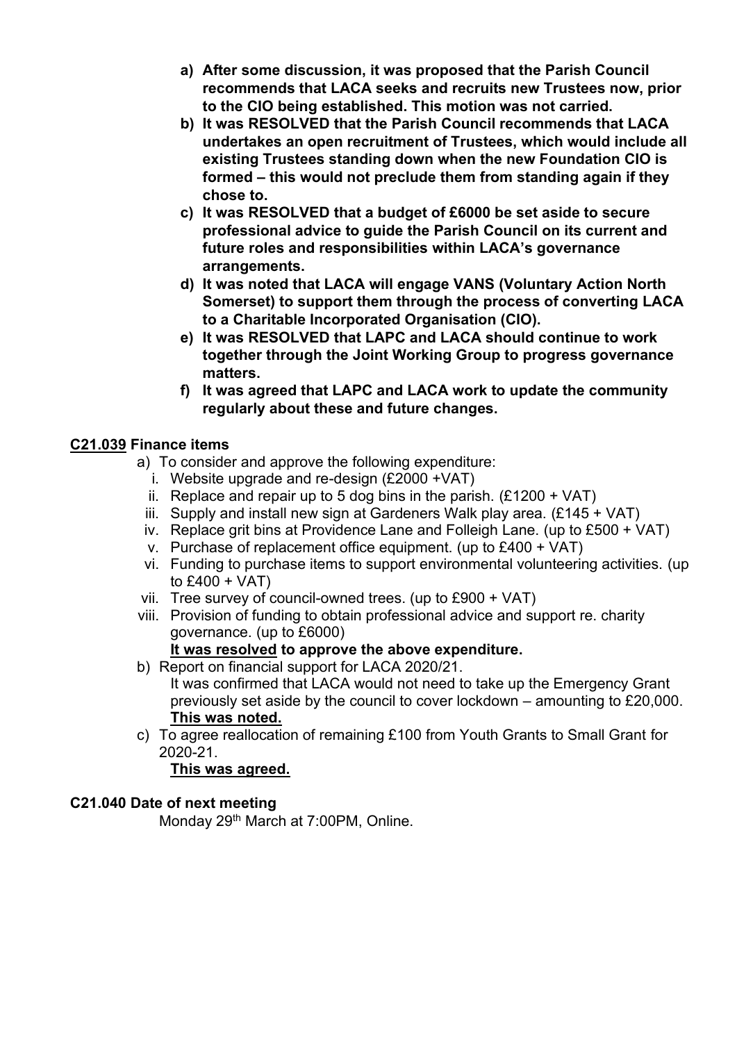- **a) After some discussion, it was proposed that the Parish Council recommends that LACA seeks and recruits new Trustees now, prior to the CIO being established. This motion was not carried.**
- **b) It was RESOLVED that the Parish Council recommends that LACA undertakes an open recruitment of Trustees, which would include all existing Trustees standing down when the new Foundation CIO is formed – this would not preclude them from standing again if they chose to.**
- **c) It was RESOLVED that a budget of £6000 be set aside to secure professional advice to guide the Parish Council on its current and future roles and responsibilities within LACA's governance arrangements.**
- **d) It was noted that LACA will engage VANS (Voluntary Action North Somerset) to support them through the process of converting LACA to a Charitable Incorporated Organisation (CIO).**
- **e) It was RESOLVED that LAPC and LACA should continue to work together through the Joint Working Group to progress governance matters.**
- **f) It was agreed that LAPC and LACA work to update the community regularly about these and future changes.**

### C21.039 Finance items

a) To consider and approve the following expenditure:
   - i. Website upgrade and re-design (£2000 +VAT)
   - ii. Replace and repair up to 5 dog bins in the parish. (£1200 + VAT)
   - iii. Supply and install new sign at Gardeners Walk play area. (£145 + VAT)
   - iv. Replace grit bins at Providence Lane and Folleigh Lane. (up to £500 + VAT)
   - v. Purchase of replacement office equipment. (up to £400 + VAT)
   - vi. Funding to purchase items to support environmental volunteering activities. (up to £400 + VAT)
   - vii. Tree survey of council-owned trees. (up to £900 + VAT)
   - viii. Provision of funding to obtain professional advice and support re. charity governance. (up to £6000)

   **It was resolved to approve the above expenditure.**

b) Report on financial support for LACA 2020/21.
   It was confirmed that LACA would not need to take up the Emergency Grant previously set aside by the council to cover lockdown – amounting to £20,000.
   **This was noted.**

c) To agree reallocation of remaining £100 from Youth Grants to Small Grant for 2020-21.
   **This was agreed.**

### C21.040 Date of next meeting

Monday 29th March at 7:00PM, Online.